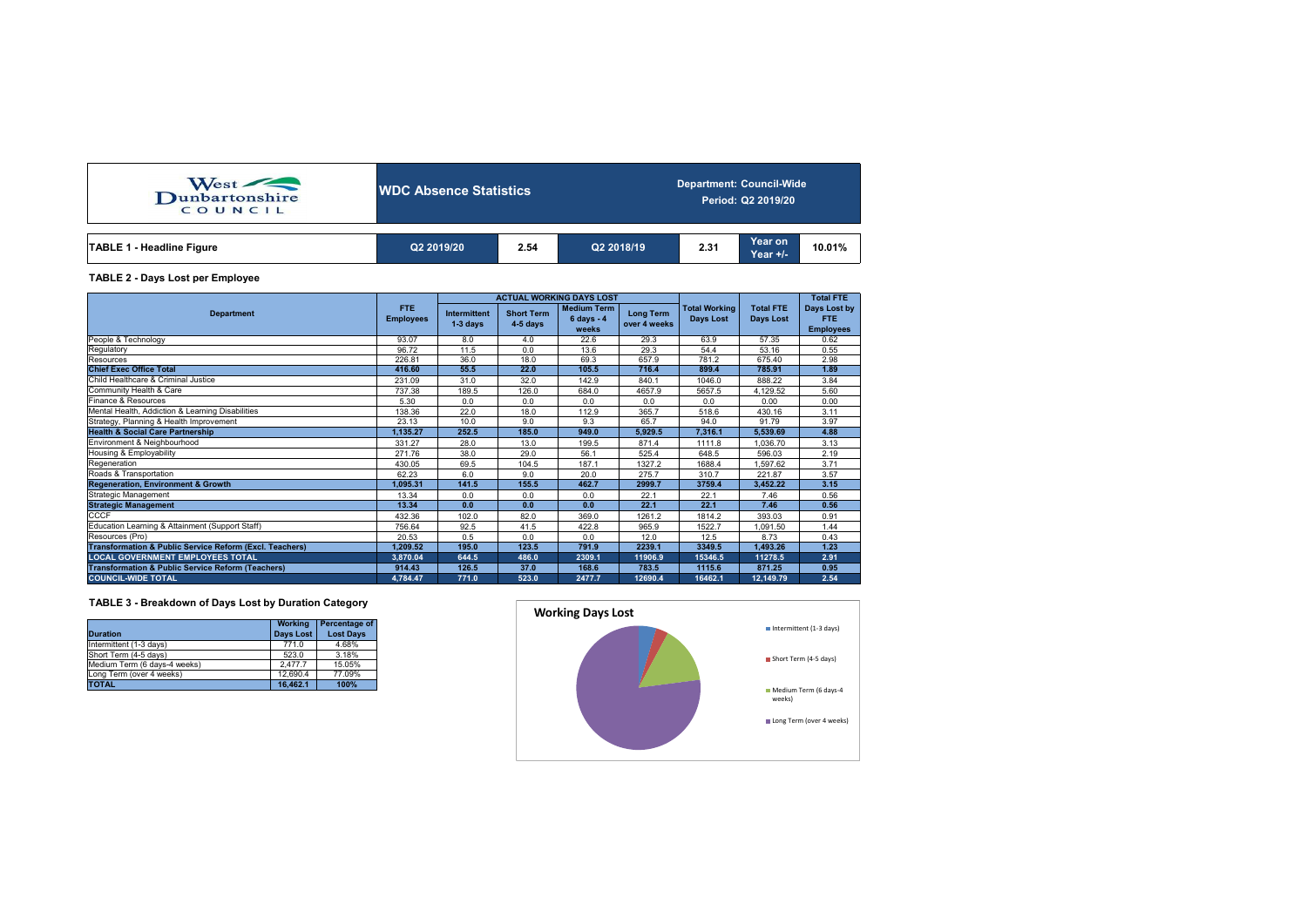# WDC Absence Statistics

**West Dunbartonshire Council**

**Department: Council-Wide**
**Period: Q2 2019/20**

| TABLE 1 - Headline Figure | Q2 2019/20 | 2.54 | Q2 2018/19 | 2.31 | Year on Year +/- | 10.01% |
|---|---|---|---|---|---|---|

## TABLE 2 - Days Lost per Employee

| Department | FTE Employees | ACTUAL WORKING DAYS LOST | | | | Total Working Days Lost | Total FTE Days Lost | Total FTE Days Lost by FTE Employees |
|---|---|---|---|---|---|---|---|---|
| | | Intermittent 1-3 days | Short Term 4-5 days | Medium Term 6 days - 4 weeks | Long Term over 4 weeks | | | |
| People & Technology | 93.07 | 8.0 | 4.0 | 22.6 | 29.3 | 63.9 | 57.35 | 0.62 |
| Regulatory | 96.72 | 11.5 | 0.0 | 13.6 | 29.3 | 54.4 | 53.16 | 0.55 |
| Resources | 226.81 | 36.0 | 18.0 | 69.3 | 657.9 | 781.2 | 675.40 | 2.98 |
| **Chief Exec Office Total** | **416.60** | **55.5** | **22.0** | **105.5** | **716.4** | **899.4** | **785.91** | **1.89** |
| Child Healthcare & Criminal Justice | 231.09 | 31.0 | 32.0 | 142.9 | 840.1 | 1046.0 | 888.22 | 3.84 |
| Community Health & Care | 737.38 | 189.5 | 126.0 | 684.0 | 4657.9 | 5657.5 | 4,129.52 | 5.60 |
| Finance & Resources | 5.30 | 0.0 | 0.0 | 0.0 | 0.0 | 0.0 | 0.00 | 0.00 |
| Mental Health, Addiction & Learning Disabilities | 138.36 | 22.0 | 18.0 | 112.9 | 365.7 | 518.6 | 430.16 | 3.11 |
| Strategy, Planning & Health Improvement | 23.13 | 10.0 | 9.0 | 9.3 | 65.7 | 94.0 | 91.79 | 3.97 |
| **Health & Social Care Partnership** | **1,135.27** | **252.5** | **185.0** | **949.0** | **5,929.5** | **7,316.1** | **5,539.69** | **4.88** |
| Environment & Neighbourhood | 331.27 | 28.0 | 13.0 | 199.5 | 871.4 | 1111.8 | 1,036.70 | 3.13 |
| Housing & Employability | 271.76 | 38.0 | 29.0 | 56.1 | 525.4 | 648.5 | 596.03 | 2.19 |
| Regeneration | 430.05 | 69.5 | 104.5 | 187.1 | 1327.2 | 1688.4 | 1,597.62 | 3.71 |
| Roads & Transportation | 62.23 | 6.0 | 9.0 | 20.0 | 275.7 | 310.7 | 221.87 | 3.57 |
| **Regeneration, Environment & Growth** | **1,095.31** | **141.5** | **155.5** | **462.7** | **2999.7** | **3759.4** | **3,452.22** | **3.15** |
| Strategic Management | 13.34 | 0.0 | 0.0 | 0.0 | 22.1 | 22.1 | 7.46 | 0.56 |
| **Strategic Management** | **13.34** | **0.0** | **0.0** | **0.0** | **22.1** | **22.1** | **7.46** | **0.56** |
| CCCF | 432.36 | 102.0 | 82.0 | 369.0 | 1261.2 | 1814.2 | 393.03 | 0.91 |
| Education Learning & Attainment (Support Staff) | 756.64 | 92.5 | 41.5 | 422.8 | 965.9 | 1522.7 | 1,091.50 | 1.44 |
| Resources (Pro) | 20.53 | 0.5 | 0.0 | 0.0 | 12.0 | 12.5 | 8.73 | 0.43 |
| **Transformation & Public Service Reform (Excl. Teachers)** | **1,209.52** | **195.0** | **123.5** | **791.9** | **2239.1** | **3349.5** | **1,493.26** | **1.23** |
| **LOCAL GOVERNMENT EMPLOYEES TOTAL** | **3,870.04** | **644.5** | **486.0** | **2309.1** | **11906.9** | **15346.5** | **11278.5** | **2.91** |
| **Transformation & Public Service Reform (Teachers)** | **914.43** | **126.5** | **37.0** | **168.6** | **783.5** | **1115.6** | **871.25** | **0.95** |
| **COUNCIL-WIDE TOTAL** | **4,784.47** | **771.0** | **523.0** | **2477.7** | **12690.4** | **16462.1** | **12,149.79** | **2.54** |

## TABLE 3 - Breakdown of Days Lost by Duration Category

| Duration | Working Days Lost | Percentage of Lost Days |
|---|---|---|
| Intermittent (1-3 days) | 771.0 | 4.68% |
| Short Term (4-5 days) | 523.0 | 3.18% |
| Medium Term (6 days-4 weeks) | 2,477.7 | 15.05% |
| Long Term (over 4 weeks) | 12,690.4 | 77.09% |
| **TOTAL** | **16,462.1** | **100%** |

**Working Days Lost**

- Intermittent (1-3 days)
- Short Term (4-5 days)
- Medium Term (6 days-4 weeks)
- Long Term (over 4 weeks)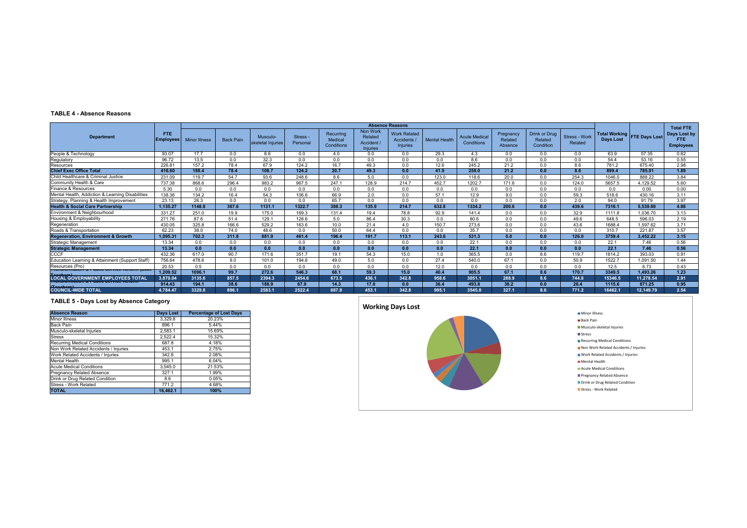#### TABLE 4 - Absence Reasons

| Department | FTE Employees | Absence Reasons | | | | | | | | | | | | Total Working Days Lost | FTE Days Lost | Total FTE Days Lost by FTE Employees |
|---|---|---|---|---|---|---|---|---|---|---|---|---|---|---|---|---|
| | | Minor Illness | Back Pain | Musculo-skeletal Injuries | Stress - Personal | Recurring Medical Conditions | Non Work Related Accident / Injuries | Work Related Accidents / Injuries | Mental Health | Acute Medical Conditions | Pregnancy Related Absence | Drink or Drug Related Condition | Stress - Work Related | | | |
| People & Technology | 93.07 | 17.7 | 0.0 | 8.6 | 0.0 | 4.0 | 0.0 | 0.0 | 29.3 | 4.3 | 0.0 | 0.0 | 0.0 | 63.9 | 57.35 | 0.62 |
| Regulatory | 96.72 | 13.5 | 0.0 | 32.3 | 0.0 | 0.0 | 0.0 | 0.0 | 0.0 | 8.6 | 0.0 | 0.0 | 0.0 | 54.4 | 53.16 | 0.55 |
| Resources | 226.81 | 157.2 | 78.4 | 67.9 | 124.2 | 16.7 | 49.3 | 0.0 | 12.6 | 245.2 | 21.2 | 0.0 | 8.6 | 781.2 | 675.40 | 2.98 |
| **Chief Exec Office Total** | **416.60** | **188.4** | **78.4** | **108.7** | **124.2** | **20.7** | **49.3** | **0.0** | **41.9** | **258.0** | **21.2** | **0.0** | **8.6** | **899.4** | **785.91** | **1.89** |
| Child Healthcare & Criminal Justice | 231.09 | 119.7 | 54.7 | 93.6 | 248.6 | 8.6 | 5.0 | 0.0 | 123.0 | 118.6 | 20.0 | 0.0 | 254.3 | 1046.0 | 888.22 | 3.84 |
| Community Health & Care | 737.38 | 868.6 | 296.4 | 983.2 | 967.5 | 247.1 | 128.9 | 214.7 | 452.7 | 1202.7 | 171.6 | 0.0 | 124.0 | 5657.5 | 4,129.52 | 5.60 |
| Finance & Resources | 5.30 | 0.0 | 0.0 | 0.0 | 0.0 | 0.0 | 0.0 | 0.0 | 0.0 | 0.0 | 0.0 | 0.0 | 0.0 | 0.0 | 0.00 | 0.00 |
| Mental Health, Addiction & Learning Disabilities | 138.36 | 134.2 | 16.4 | 54.3 | 106.6 | 66.9 | 2.0 | 0.0 | 57.1 | 12.9 | 9.0 | 0.0 | 59.3 | 518.6 | 430.16 | 3.11 |
| Strategy, Planning & Health Improvement | 23.13 | 26.3 | 0.0 | 0.0 | 0.0 | 65.7 | 0.0 | 0.0 | 0.0 | 0.0 | 0.0 | 0.0 | 2.0 | 94.0 | 91.79 | 3.97 |
| **Health & Social Care Partnership** | **1,135.27** | **1148.8** | **367.6** | **1131.1** | **1322.7** | **388.3** | **135.9** | **214.7** | **632.8** | **1334.2** | **200.6** | **0.0** | **439.6** | **7316.1** | **5,539.69** | **4.88** |
| Environment & Neighbourhood | 331.27 | 251.0 | 19.9 | 175.0 | 169.3 | 131.4 | 19.4 | 78.8 | 92.9 | 141.4 | 0.0 | 0.0 | 32.9 | 1111.8 | 1,036.70 | 3.13 |
| Housing & Employability | 271.76 | 87.6 | 51.4 | 129.1 | 128.6 | 5.0 | 86.4 | 30.3 | 0.0 | 80.6 | 0.0 | 0.0 | 49.6 | 648.5 | 596.03 | 2.19 |
| Regeneration | 430.05 | 325.8 | 166.6 | 529.2 | 163.6 | 10.0 | 21.4 | 4.0 | 150.7 | 273.6 | 0.0 | 0.0 | 43.6 | 1688.4 | 1,597.62 | 3.71 |
| Roads & Transportation | 62.23 | 38.0 | 74.0 | 48.6 | 0.0 | 50.0 | 64.4 | 0.0 | 0.0 | 35.7 | 0.0 | 0.0 | 0.0 | 310.7 | 221.87 | 3.57 |
| **Regeneration, Environment & Growth** | **1,095.31** | **702.3** | **311.8** | **881.9** | **461.4** | **196.4** | **191.7** | **113.1** | **243.6** | **531.3** | **0.0** | **0.0** | **126.0** | **3759.4** | **3,452.22** | **3.15** |
| Strategic Management | 13.34 | 0.0 | 0.0 | 0.0 | 0.0 | 0.0 | 0.0 | 0.0 | 0.0 | 22.1 | 0.0 | 0.0 | 0.0 | 22.1 | 7.46 | 0.56 |
| **Strategic Management** | **13.34** | **0.0** | **0.0** | **0.0** | **0.0** | **0.0** | **0.0** | **0.0** | **0.0** | **22.1** | **0.0** | **0.0** | **0.0** | **22.1** | **7.46** | **0.56** |
| CCCF | 432.36 | 617.0 | 90.7 | 171.6 | 351.7 | 19.1 | 54.3 | 15.0 | 1.0 | 365.5 | 0.0 | 8.6 | 119.7 | 1814.2 | 393.03 | 0.91 |
| Education Learning & Attainment (Support Staff) | 756.64 | 478.6 | 9.0 | 101.0 | 194.6 | 49.0 | 5.0 | 0.0 | 27.4 | 540.0 | 67.1 | 0.0 | 50.9 | 1522.7 | 1,091.50 | 1.44 |
| Resources (Pro) | 20.53 | 0.5 | 0.0 | 0.0 | 0.0 | 0.0 | 0.0 | 0.0 | 12.0 | 0.0 | 0.0 | 0.0 | 0.0 | 12.5 | 8.73 | 0.43 |
| **Transformation & Public Service Reform (Excl. Teachers)** | **1,209.52** | **1096.1** | **99.7** | **272.6** | **546.3** | **68.1** | **59.3** | **15.0** | **40.4** | **905.5** | **67.1** | **8.6** | **170.7** | **3349.5** | **1,493.26** | **1.23** |
| **LOCAL GOVERNMENT EMPLOYEES TOTAL** | **3,870.04** | **3135.6** | **857.5** | **2394.3** | **2454.6** | **673.5** | **436.1** | **342.8** | **958.6** | **3051.1** | **288.9** | **8.6** | **744.8** | **15346.5** | **11,278.54** | **2.91** |
| **Transformation & Public Service Reform (Teachers)** | **914.43** | **194.1** | **38.6** | **188.9** | **67.9** | **14.3** | **17.0** | **0.0** | **36.4** | **493.8** | **38.2** | **0.0** | **26.4** | **1115.6** | **871.25** | **0.95** |
| **COUNCIL-WIDE TOTAL** | **4,784.47** | **3329.8** | **896.1** | **2583.1** | **2522.4** | **687.8** | **453.1** | **342.8** | **995.1** | **3545.0** | **327.1** | **8.6** | **771.2** | **16462.1** | **12,149.79** | **2.54** |

#### TABLE 5 - Days Lost by Absence Category

| Absence Reason | Days Lost | Percentage of Lost Days |
|---|---|---|
| Minor Illness | 3,329.8 | 20.23% |
| Back Pain | 896.1 | 5.44% |
| Musculo-skeletal Injuries | 2,583.1 | 15.69% |
| Stress | 2,522.4 | 15.32% |
| Recurring Medical Conditions | 687.8 | 4.18% |
| Non Work Related Accidents / Injuries | 453.1 | 2.75% |
| Work Related Accidents / Injuries | 342.8 | 2.08% |
| Mental Health | 995.1 | 6.04% |
| Acute Medical Conditions | 3,545.0 | 21.53% |
| Pregnancy Related Absence | 327.1 | 1.99% |
| Drink or Drug Related Condition | 8.6 | 0.05% |
| Stress - Work Related | 771.2 | 4.68% |
| **TOTAL** | **16,462.1** | **100%** |

Working Days Lost

Minor Illness
Back Pain
Musculo-skeletal Injuries
Stress
Recurring Medical Conditions
Non Work Related Accidents / Injuries
Work Related Accidents / Injuries
Mental Health
Acute Medical Conditions
Pregnancy Related Absence
Drink or Drug Related Condition
Stress - Work Related